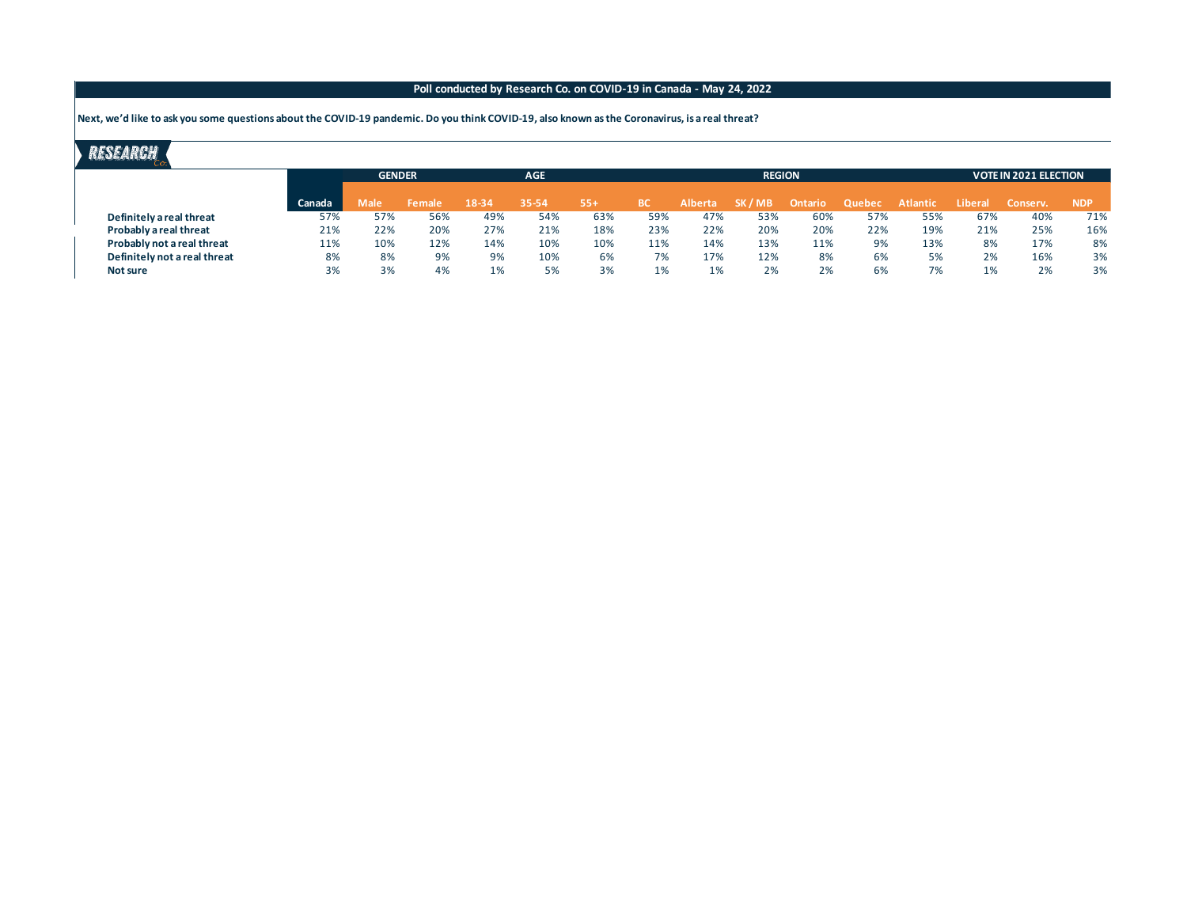**Poll conducted by Research Co. on COVID-19 in Canada - May 24, 2022**

**Next, we'd like to ask you some questions about the COVID-19 pandemic. Do you think COVID-19, also known as the Coronavirus, is a real threat?**

| | | GENDER | | AGE | | | REGION | | | | | | VOTE IN 2021 ELECTION | | |
|---|---|---|---|---|---|---|---|---|---|---|---|---|---|---|---|
| | Canada | Male | Female | 18-34 | 35-54 | 55+ | BC | Alberta | SK / MB | Ontario | Quebec | Atlantic | Liberal | Conserv. | NDP |
| **Definitely a real threat** | 57% | 57% | 56% | 49% | 54% | 63% | 59% | 47% | 53% | 60% | 57% | 55% | 67% | 40% | 71% |
| **Probably a real threat** | 21% | 22% | 20% | 27% | 21% | 18% | 23% | 22% | 20% | 20% | 22% | 19% | 21% | 25% | 16% |
| **Probably not a real threat** | 11% | 10% | 12% | 14% | 10% | 10% | 11% | 14% | 13% | 11% | 9% | 13% | 8% | 17% | 8% |
| **Definitely not a real threat** | 8% | 8% | 9% | 9% | 10% | 6% | 7% | 17% | 12% | 8% | 6% | 5% | 2% | 16% | 3% |
| **Not sure** | 3% | 3% | 4% | 1% | 5% | 3% | 1% | 1% | 2% | 2% | 6% | 7% | 1% | 2% | 3% |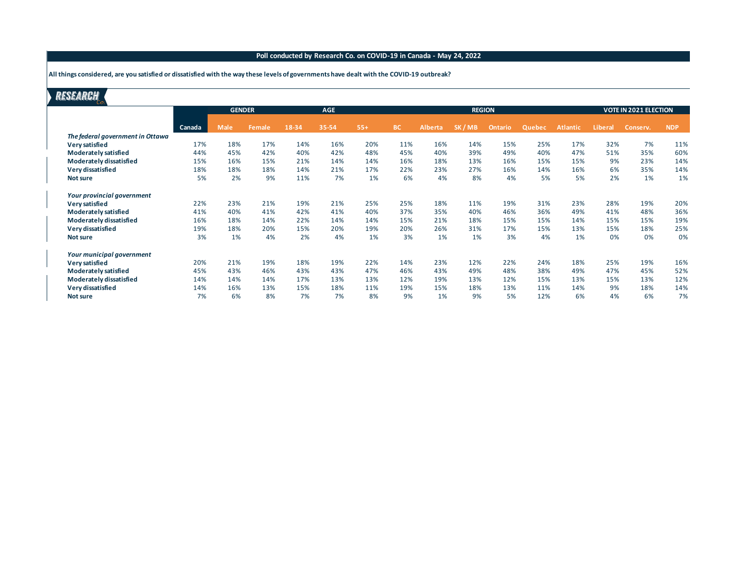**Poll conducted by Research Co. on COVID-19 in Canada - May 24, 2022**

**All things considered, are you satisfied or dissatisfied with the way these levels of governments have dealt with the COVID-19 outbreak?**

| | | GENDER | | AGE | | | REGION | | | | | | VOTE IN 2021 ELECTION | | |
|---|---|---|---|---|---|---|---|---|---|---|---|---|---|---|---|
| | Canada | Male | Female | 18-34 | 35-54 | 55+ | BC | Alberta | SK / MB | Ontario | Quebec | Atlantic | Liberal | Conserv. | NDP |
| ***The federal government in Ottawa*** | | | | | | | | | | | | | | | |
| **Very satisfied** | 17% | 18% | 17% | 14% | 16% | 20% | 11% | 16% | 14% | 15% | 25% | 17% | 32% | 7% | 11% |
| **Moderately satisfied** | 44% | 45% | 42% | 40% | 42% | 48% | 45% | 40% | 39% | 49% | 40% | 47% | 51% | 35% | 60% |
| **Moderately dissatisfied** | 15% | 16% | 15% | 21% | 14% | 14% | 16% | 18% | 13% | 16% | 15% | 15% | 9% | 23% | 14% |
| **Very dissatisfied** | 18% | 18% | 18% | 14% | 21% | 17% | 22% | 23% | 27% | 16% | 14% | 16% | 6% | 35% | 14% |
| **Not sure** | 5% | 2% | 9% | 11% | 7% | 1% | 6% | 4% | 8% | 4% | 5% | 5% | 2% | 1% | 1% |
| ***Your provincial government*** | | | | | | | | | | | | | | | |
| **Very satisfied** | 22% | 23% | 21% | 19% | 21% | 25% | 25% | 18% | 11% | 19% | 31% | 23% | 28% | 19% | 20% |
| **Moderately satisfied** | 41% | 40% | 41% | 42% | 41% | 40% | 37% | 35% | 40% | 46% | 36% | 49% | 41% | 48% | 36% |
| **Moderately dissatisfied** | 16% | 18% | 14% | 22% | 14% | 14% | 15% | 21% | 18% | 15% | 15% | 14% | 15% | 15% | 19% |
| **Very dissatisfied** | 19% | 18% | 20% | 15% | 20% | 19% | 20% | 26% | 31% | 17% | 15% | 13% | 15% | 18% | 25% |
| **Not sure** | 3% | 1% | 4% | 2% | 4% | 1% | 3% | 1% | 1% | 3% | 4% | 1% | 0% | 0% | 0% |
| ***Your municipal government*** | | | | | | | | | | | | | | | |
| **Very satisfied** | 20% | 21% | 19% | 18% | 19% | 22% | 14% | 23% | 12% | 22% | 24% | 18% | 25% | 19% | 16% |
| **Moderately satisfied** | 45% | 43% | 46% | 43% | 43% | 47% | 46% | 43% | 49% | 48% | 38% | 49% | 47% | 45% | 52% |
| **Moderately dissatisfied** | 14% | 14% | 14% | 17% | 13% | 13% | 12% | 19% | 13% | 12% | 15% | 13% | 15% | 13% | 12% |
| **Very dissatisfied** | 14% | 16% | 13% | 15% | 18% | 11% | 19% | 15% | 18% | 13% | 11% | 14% | 9% | 18% | 14% |
| **Not sure** | 7% | 6% | 8% | 7% | 7% | 8% | 9% | 1% | 9% | 5% | 12% | 6% | 4% | 6% | 7% |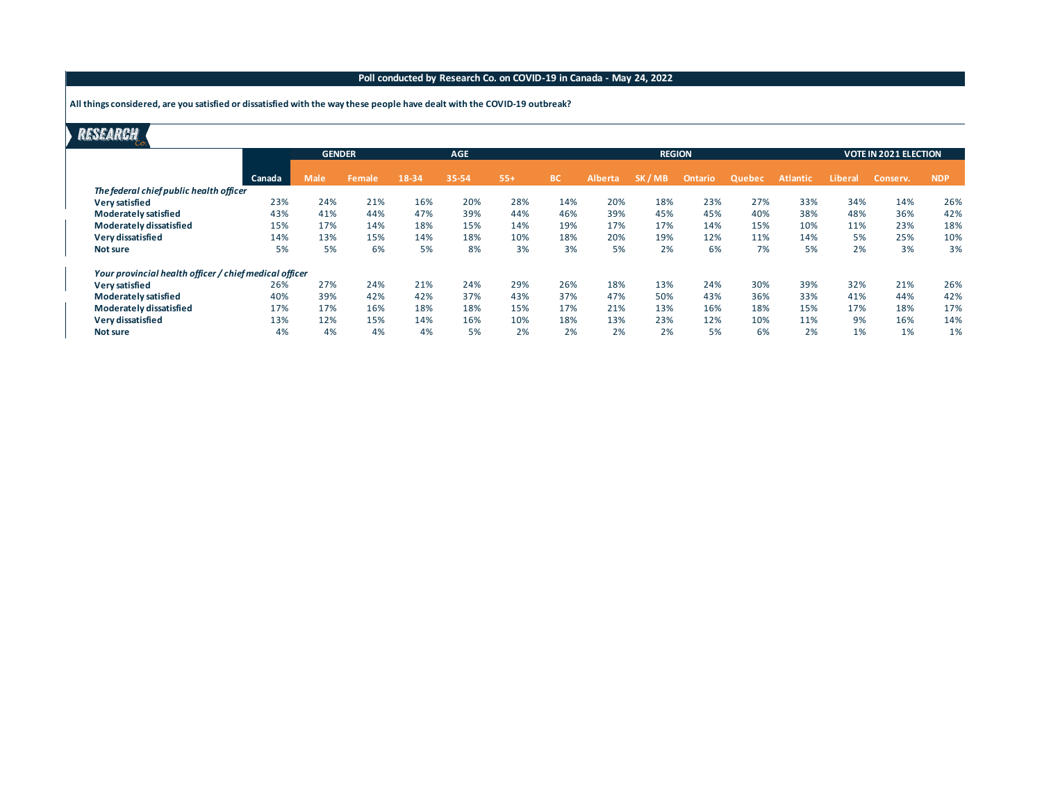**Poll conducted by Research Co. on COVID-19 in Canada - May 24, 2022**

**All things considered, are you satisfied or dissatisfied with the way these people have dealt with the COVID-19 outbreak?**

| | | GENDER | | AGE | | | REGION | | | | | | VOTE IN 2021 ELECTION | | |
|---|---|---|---|---|---|---|---|---|---|---|---|---|---|---|---|
| | Canada | Male | Female | 18-34 | 35-54 | 55+ | BC | Alberta | SK / MB | Ontario | Quebec | Atlantic | Liberal | Conserv. | NDP |
| *The federal chief public health officer* | | | | | | | | | | | | | | | |
| **Very satisfied** | 23% | 24% | 21% | 16% | 20% | 28% | 14% | 20% | 18% | 23% | 27% | 33% | 34% | 14% | 26% |
| **Moderately satisfied** | 43% | 41% | 44% | 47% | 39% | 44% | 46% | 39% | 45% | 45% | 40% | 38% | 48% | 36% | 42% |
| **Moderately dissatisfied** | 15% | 17% | 14% | 18% | 15% | 14% | 19% | 17% | 17% | 14% | 15% | 10% | 11% | 23% | 18% |
| **Very dissatisfied** | 14% | 13% | 15% | 14% | 18% | 10% | 18% | 20% | 19% | 12% | 11% | 14% | 5% | 25% | 10% |
| **Not sure** | 5% | 5% | 6% | 5% | 8% | 3% | 3% | 5% | 2% | 6% | 7% | 5% | 2% | 3% | 3% |
| *Your provincial health officer / chief medical officer* | | | | | | | | | | | | | | | |
| **Very satisfied** | 26% | 27% | 24% | 21% | 24% | 29% | 26% | 18% | 13% | 24% | 30% | 39% | 32% | 21% | 26% |
| **Moderately satisfied** | 40% | 39% | 42% | 42% | 37% | 43% | 37% | 47% | 50% | 43% | 36% | 33% | 41% | 44% | 42% |
| **Moderately dissatisfied** | 17% | 17% | 16% | 18% | 18% | 15% | 17% | 21% | 13% | 16% | 18% | 15% | 17% | 18% | 17% |
| **Very dissatisfied** | 13% | 12% | 15% | 14% | 16% | 10% | 18% | 13% | 23% | 12% | 10% | 11% | 9% | 16% | 14% |
| **Not sure** | 4% | 4% | 4% | 4% | 5% | 2% | 2% | 2% | 2% | 5% | 6% | 2% | 1% | 1% | 1% |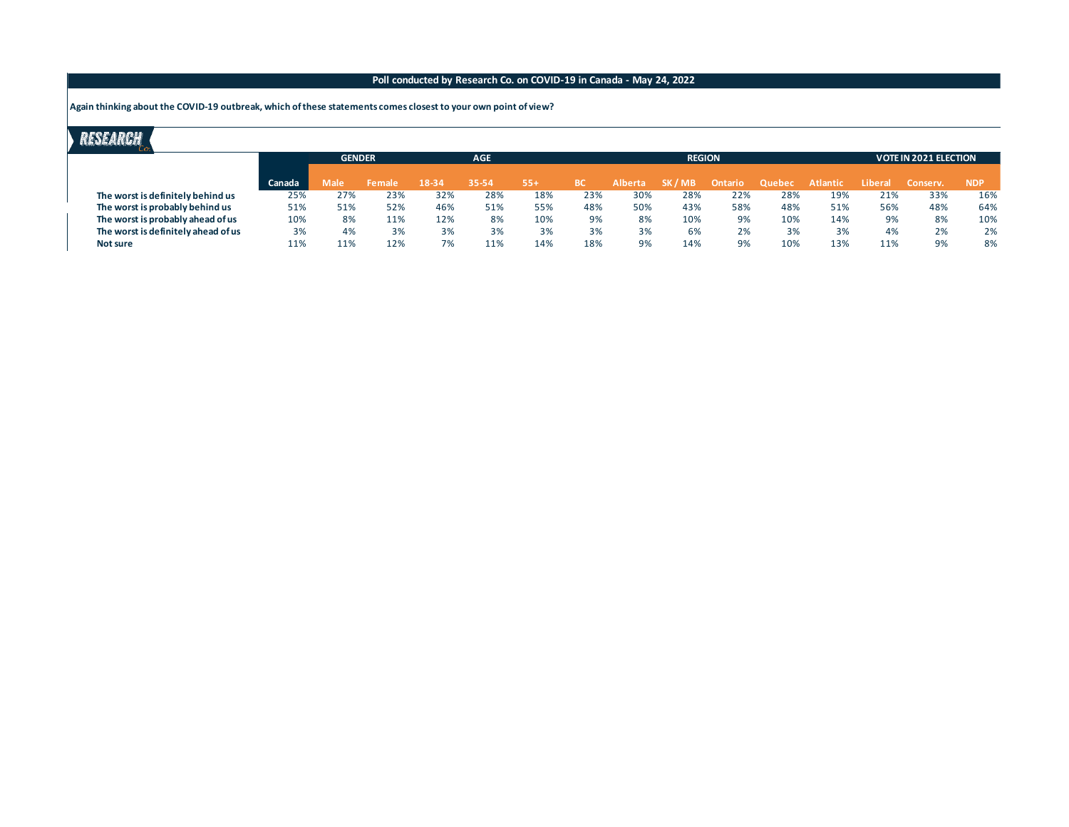**Poll conducted by Research Co. on COVID-19 in Canada - May 24, 2022**

**Again thinking about the COVID-19 outbreak, which of these statements comes closest to your own point of view?**

| | | GENDER | | AGE | | | REGION | | | | | | VOTE IN 2021 ELECTION | | |
|---|---|---|---|---|---|---|---|---|---|---|---|---|---|---|---|
| | Canada | Male | Female | 18-34 | 35-54 | 55+ | BC | Alberta | SK / MB | Ontario | Quebec | Atlantic | Liberal | Conserv. | NDP |
| **The worst is definitely behind us** | 25% | 27% | 23% | 32% | 28% | 18% | 23% | 30% | 28% | 22% | 28% | 19% | 21% | 33% | 16% |
| **The worst is probably behind us** | 51% | 51% | 52% | 46% | 51% | 55% | 48% | 50% | 43% | 58% | 48% | 51% | 56% | 48% | 64% |
| **The worst is probably ahead of us** | 10% | 8% | 11% | 12% | 8% | 10% | 9% | 8% | 10% | 9% | 10% | 14% | 9% | 8% | 10% |
| **The worst is definitely ahead of us** | 3% | 4% | 3% | 3% | 3% | 3% | 3% | 3% | 6% | 2% | 3% | 3% | 4% | 2% | 2% |
| **Not sure** | 11% | 11% | 12% | 7% | 11% | 14% | 18% | 9% | 14% | 9% | 10% | 13% | 11% | 9% | 8% |